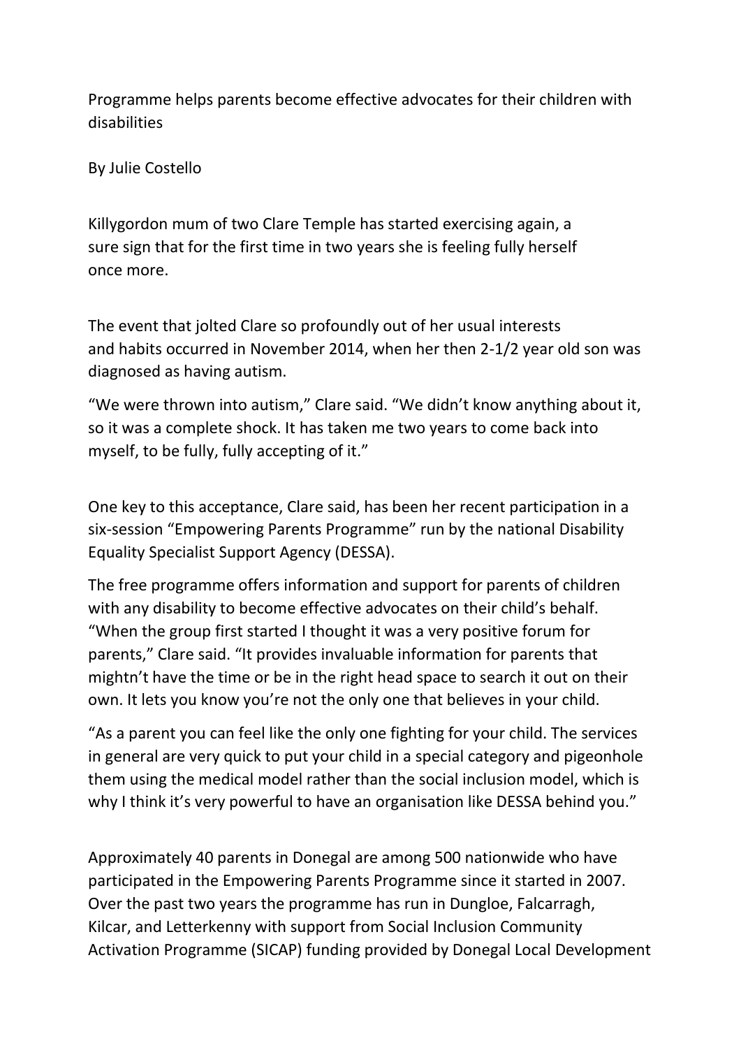# Programme helps parents become effective advocates for their children with disabilities

By Julie Costello

Killygordon mum of two Clare Temple has started exercising again, a sure sign that for the first time in two years she is feeling fully herself once more.

The event that jolted Clare so profoundly out of her usual interests and habits occurred in November 2014, when her then 2-1/2 year old son was diagnosed as having autism.

"We were thrown into autism," Clare said. "We didn't know anything about it, so it was a complete shock. It has taken me two years to come back into myself, to be fully, fully accepting of it."

One key to this acceptance, Clare said, has been her recent participation in a six-session "Empowering Parents Programme" run by the national Disability Equality Specialist Support Agency (DESSA).

The free programme offers information and support for parents of children with any disability to become effective advocates on their child's behalf. "When the group first started I thought it was a very positive forum for parents," Clare said. "It provides invaluable information for parents that mightn't have the time or be in the right head space to search it out on their own. It lets you know you're not the only one that believes in your child.

"As a parent you can feel like the only one fighting for your child. The services in general are very quick to put your child in a special category and pigeonhole them using the medical model rather than the social inclusion model, which is why I think it's very powerful to have an organisation like DESSA behind you."

Approximately 40 parents in Donegal are among 500 nationwide who have participated in the Empowering Parents Programme since it started in 2007. Over the past two years the programme has run in Dungloe, Falcarragh, Kilcar, and Letterkenny with support from Social Inclusion Community Activation Programme (SICAP) funding provided by Donegal Local Development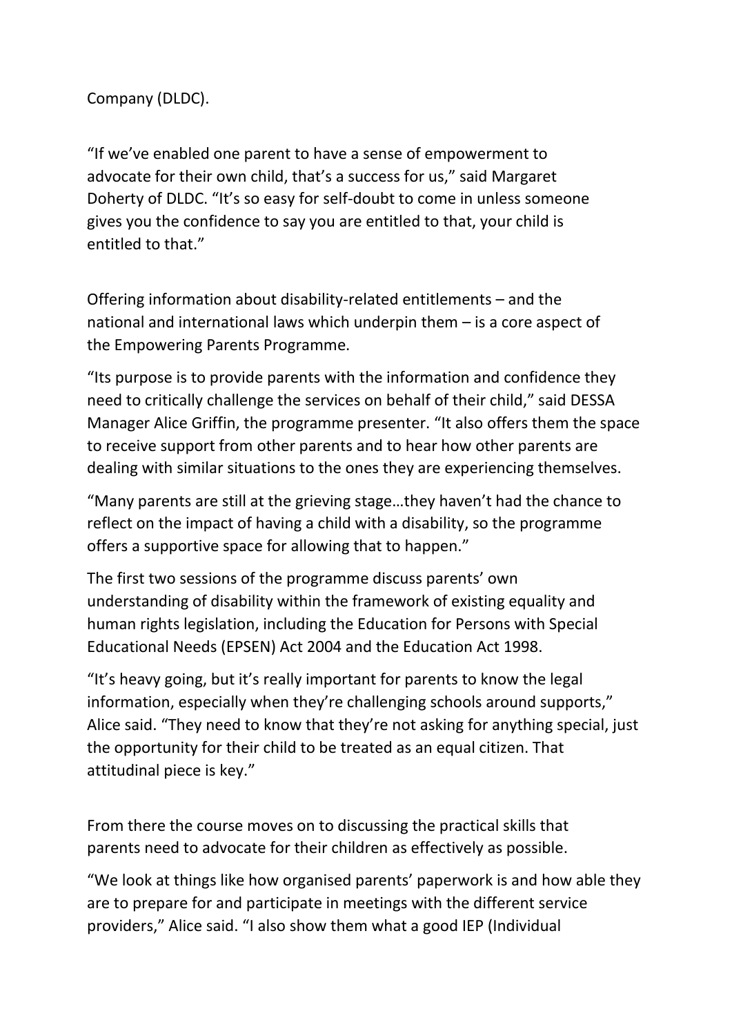Company (DLDC).

"If we've enabled one parent to have a sense of empowerment to advocate for their own child, that's a success for us," said Margaret Doherty of DLDC. "It's so easy for self-doubt to come in unless someone gives you the confidence to say you are entitled to that, your child is entitled to that."

Offering information about disability-related entitlements – and the national and international laws which underpin them – is a core aspect of the Empowering Parents Programme.

"Its purpose is to provide parents with the information and confidence they need to critically challenge the services on behalf of their child," said DESSA Manager Alice Griffin, the programme presenter. "It also offers them the space to receive support from other parents and to hear how other parents are dealing with similar situations to the ones they are experiencing themselves.

"Many parents are still at the grieving stage…they haven't had the chance to reflect on the impact of having a child with a disability, so the programme offers a supportive space for allowing that to happen."

The first two sessions of the programme discuss parents' own understanding of disability within the framework of existing equality and human rights legislation, including the Education for Persons with Special Educational Needs (EPSEN) Act 2004 and the Education Act 1998.

"It's heavy going, but it's really important for parents to know the legal information, especially when they're challenging schools around supports," Alice said. "They need to know that they're not asking for anything special, just the opportunity for their child to be treated as an equal citizen. That attitudinal piece is key."

From there the course moves on to discussing the practical skills that parents need to advocate for their children as effectively as possible.

"We look at things like how organised parents' paperwork is and how able they are to prepare for and participate in meetings with the different service providers," Alice said. "I also show them what a good IEP (Individual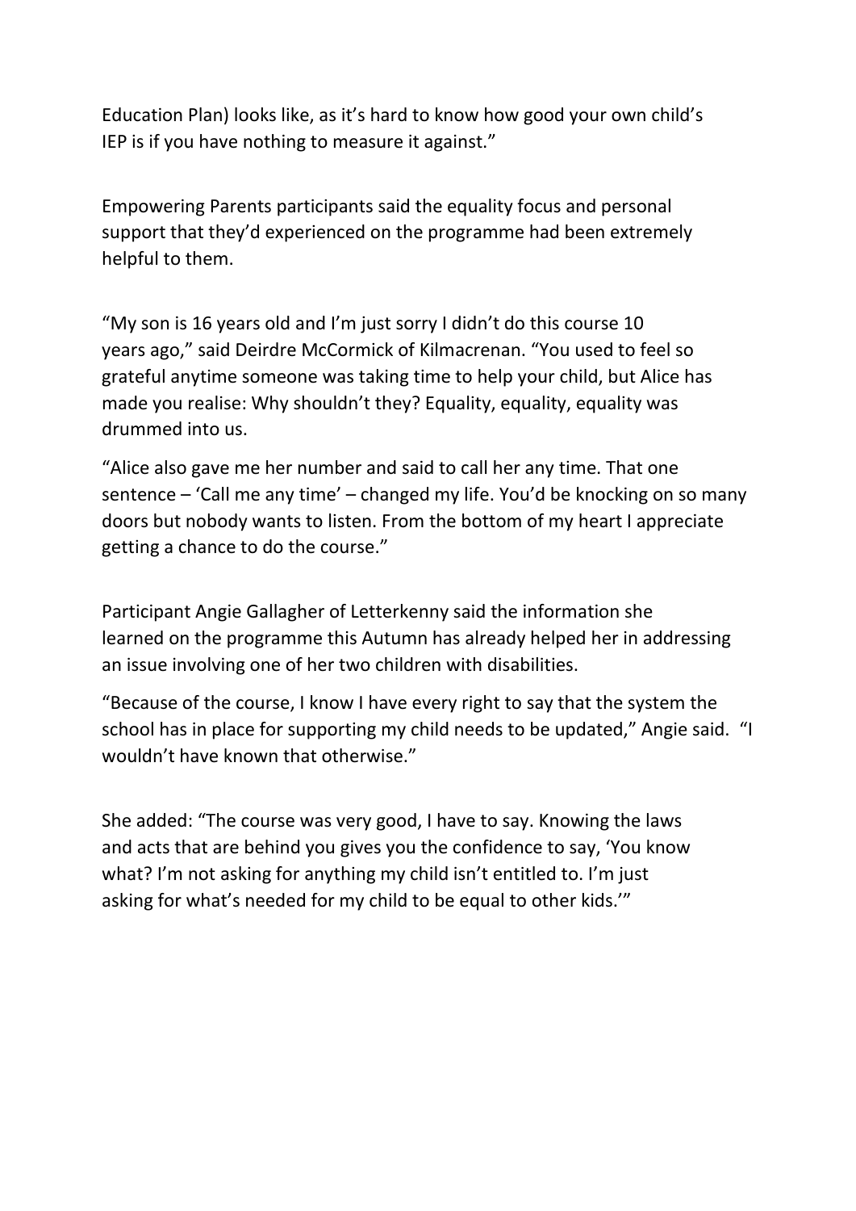Education Plan) looks like, as it's hard to know how good your own child's IEP is if you have nothing to measure it against."

Empowering Parents participants said the equality focus and personal support that they'd experienced on the programme had been extremely helpful to them.

"My son is 16 years old and I'm just sorry I didn't do this course 10 years ago," said Deirdre McCormick of Kilmacrenan. "You used to feel so grateful anytime someone was taking time to help your child, but Alice has made you realise: Why shouldn't they? Equality, equality, equality was drummed into us.

"Alice also gave me her number and said to call her any time. That one sentence – 'Call me any time' – changed my life. You'd be knocking on so many doors but nobody wants to listen. From the bottom of my heart I appreciate getting a chance to do the course."

Participant Angie Gallagher of Letterkenny said the information she learned on the programme this Autumn has already helped her in addressing an issue involving one of her two children with disabilities.

"Because of the course, I know I have every right to say that the system the school has in place for supporting my child needs to be updated," Angie said. "I wouldn't have known that otherwise."

She added: "The course was very good, I have to say. Knowing the laws and acts that are behind you gives you the confidence to say, 'You know what? I'm not asking for anything my child isn't entitled to. I'm just asking for what's needed for my child to be equal to other kids.'"